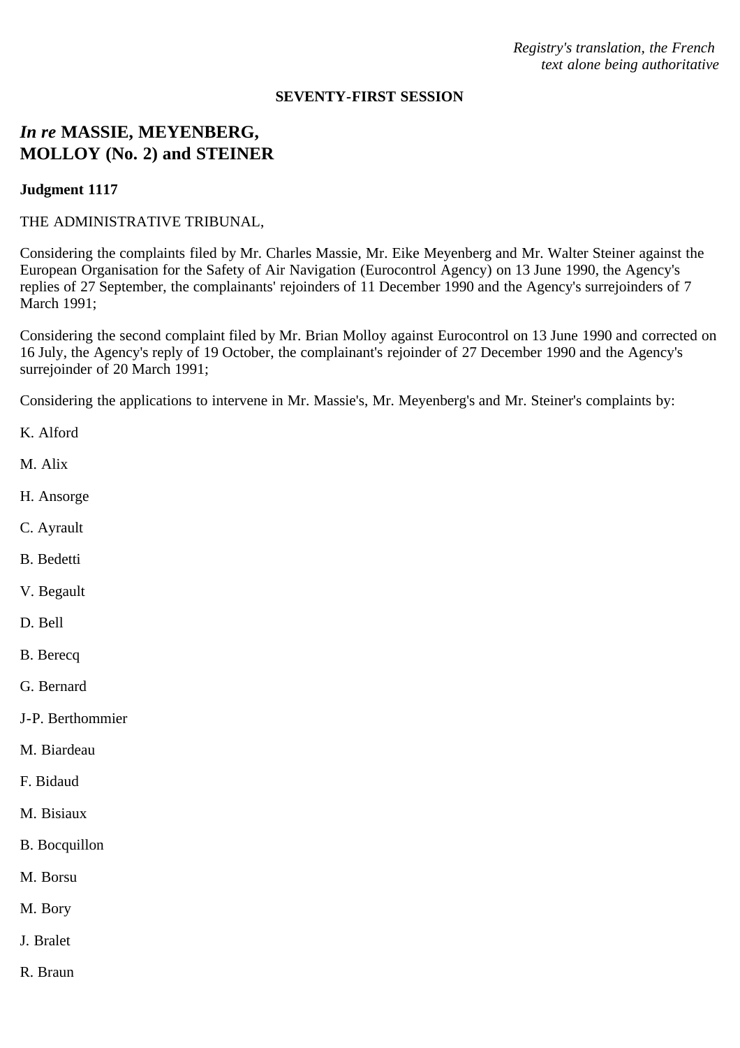*Registry's translation, the French text alone being authoritative*

**SEVENTY-FIRST SESSION**

## *In re* MASSIE, MEYENBERG, MOLLOY (No. 2) and STEINER

**Judgment 1117**

THE ADMINISTRATIVE TRIBUNAL,

Considering the complaints filed by Mr. Charles Massie, Mr. Eike Meyenberg and Mr. Walter Steiner against the European Organisation for the Safety of Air Navigation (Eurocontrol Agency) on 13 June 1990, the Agency's replies of 27 September, the complainants' rejoinders of 11 December 1990 and the Agency's surrejoinders of 7 March 1991;

Considering the second complaint filed by Mr. Brian Molloy against Eurocontrol on 13 June 1990 and corrected on 16 July, the Agency's reply of 19 October, the complainant's rejoinder of 27 December 1990 and the Agency's surrejoinder of 20 March 1991;

Considering the applications to intervene in Mr. Massie's, Mr. Meyenberg's and Mr. Steiner's complaints by:

K. Alford

M. Alix

H. Ansorge

C. Ayrault

B. Bedetti

V. Begault

D. Bell

B. Berecq

G. Bernard

J-P. Berthommier

M. Biardeau

F. Bidaud

M. Bisiaux

B. Bocquillon

M. Borsu

M. Bory

J. Bralet

R. Braun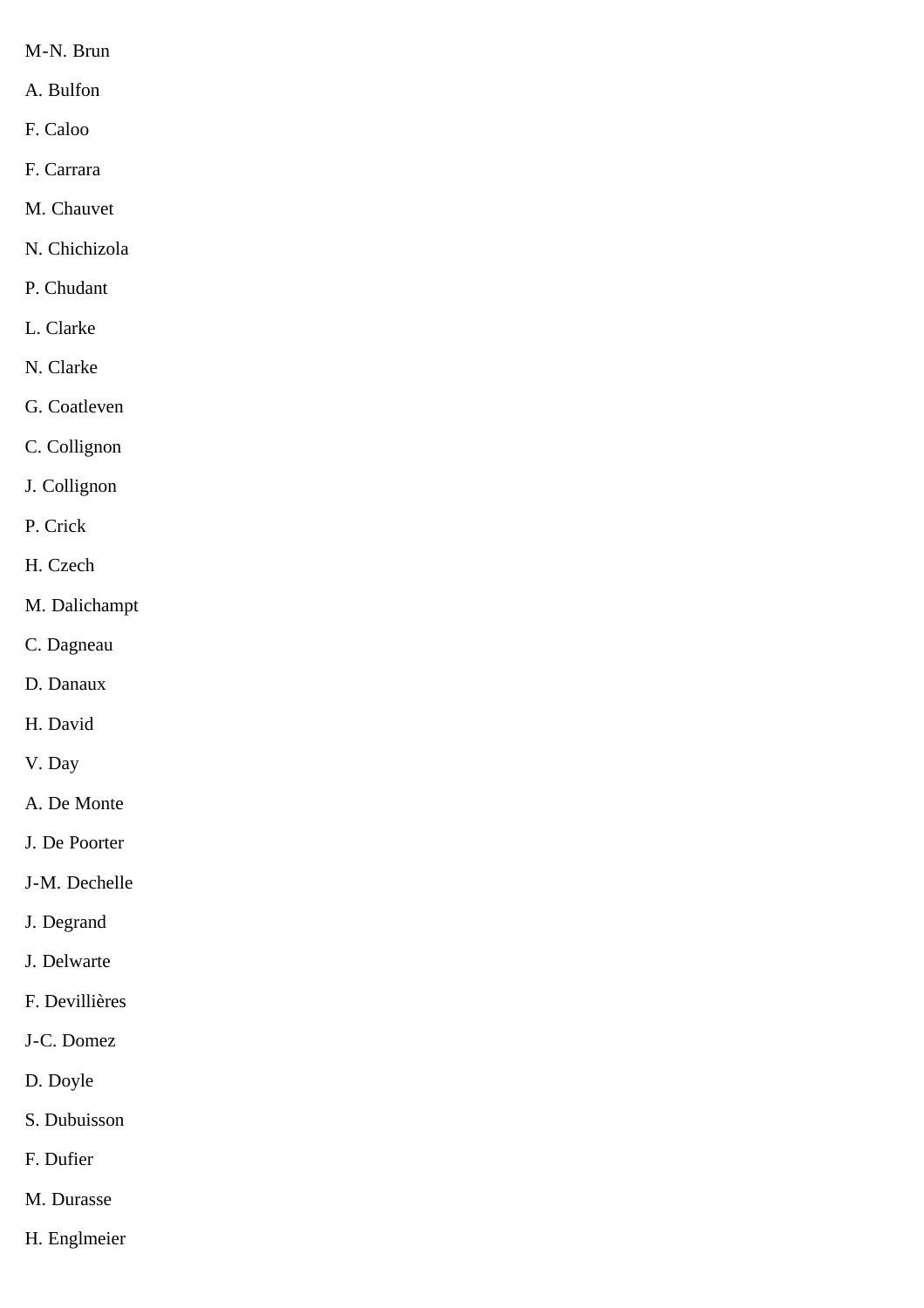M-N. Brun

A. Bulfon

F. Caloo

F. Carrara

M. Chauvet

N. Chichizola

P. Chudant

L. Clarke

N. Clarke

G. Coatleven

C. Collignon

J. Collignon

P. Crick

H. Czech

M. Dalichampt

C. Dagneau

D. Danaux

H. David

V. Day

A. De Monte

J. De Poorter

J-M. Dechelle

J. Degrand

J. Delwarte

F. Devillières

J-C. Domez

D. Doyle

S. Dubuisson

F. Dufier

M. Durasse

H. Englmeier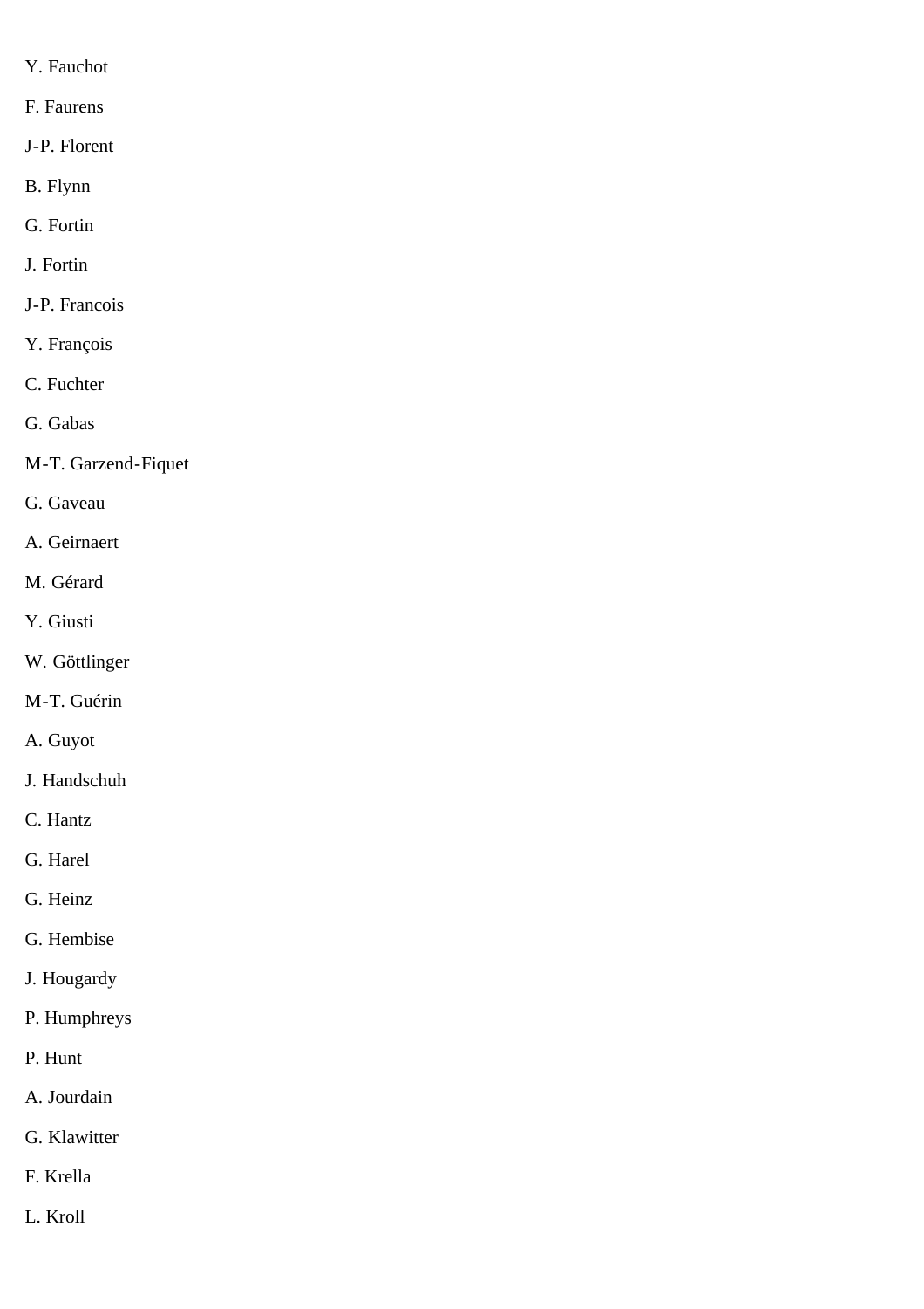Y. Fauchot

F. Faurens

J-P. Florent

B. Flynn

G. Fortin

J. Fortin

J-P. Francois

Y. François

C. Fuchter

G. Gabas

M-T. Garzend-Fiquet

G. Gaveau

A. Geirnaert

M. Gérard

Y. Giusti

W. Göttlinger

M-T. Guérin

A. Guyot

J. Handschuh

C. Hantz

G. Harel

G. Heinz

G. Hembise

J. Hougardy

P. Humphreys

P. Hunt

A. Jourdain

G. Klawitter

F. Krella

L. Kroll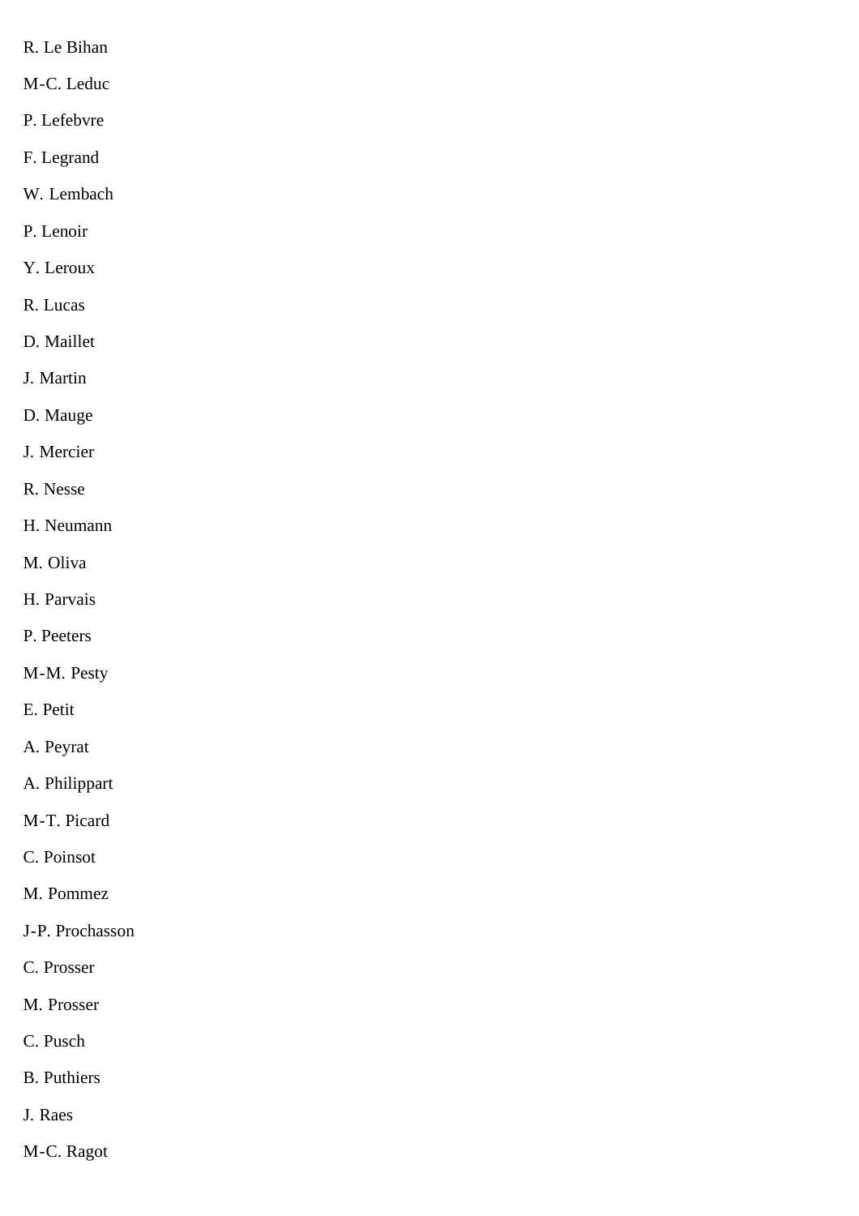R. Le Bihan

M-C. Leduc

P. Lefebvre

F. Legrand

W. Lembach

P. Lenoir

Y. Leroux

R. Lucas

D. Maillet

J. Martin

D. Mauge

J. Mercier

R. Nesse

H. Neumann

M. Oliva

H. Parvais

P. Peeters

M-M. Pesty

E. Petit

A. Peyrat

A. Philippart

M-T. Picard

C. Poinsot

M. Pommez

J-P. Prochasson

C. Prosser

M. Prosser

C. Pusch

B. Puthiers

J. Raes

M-C. Ragot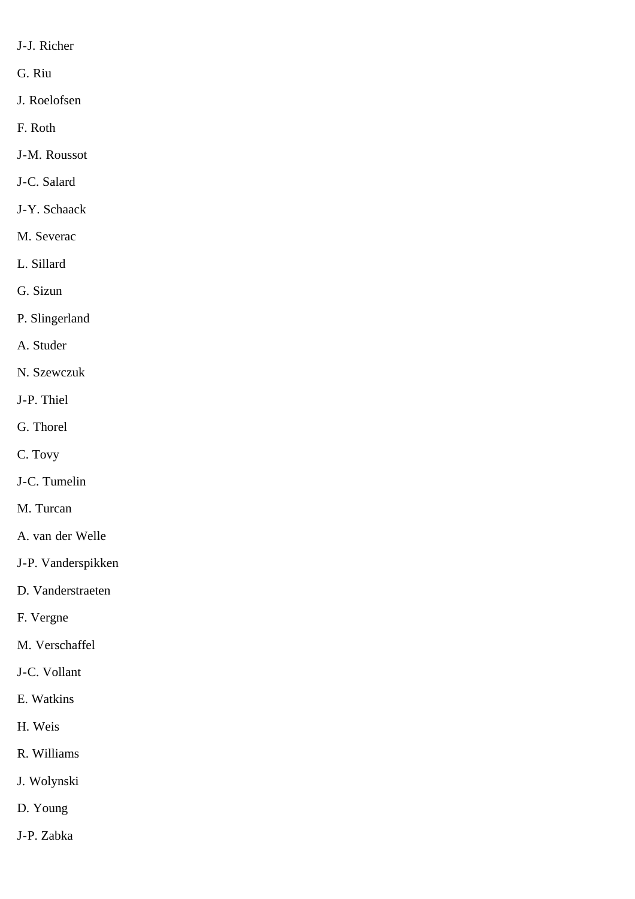J-J. Richer

G. Riu

J. Roelofsen

F. Roth

J-M. Roussot

J-C. Salard

J-Y. Schaack

M. Severac

L. Sillard

G. Sizun

P. Slingerland

A. Studer

N. Szewczuk

J-P. Thiel

G. Thorel

C. Tovy

J-C. Tumelin

M. Turcan

A. van der Welle

J-P. Vanderspikken

D. Vanderstraeten

F. Vergne

M. Verschaffel

J-C. Vollant

E. Watkins

H. Weis

R. Williams

J. Wolynski

D. Young

J-P. Zabka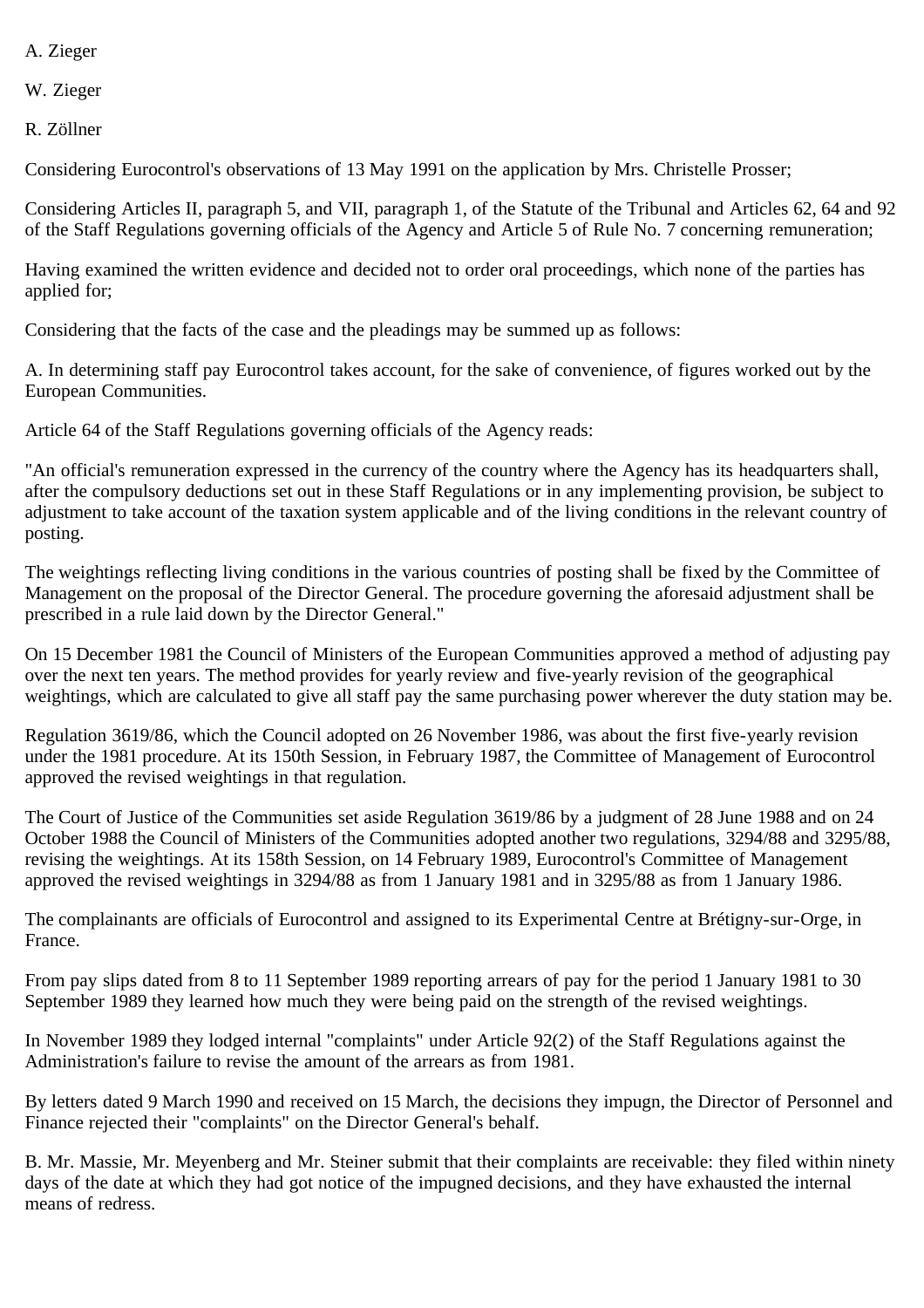A. Zieger

W. Zieger

R. Zöllner

Considering Eurocontrol's observations of 13 May 1991 on the application by Mrs. Christelle Prosser;

Considering Articles II, paragraph 5, and VII, paragraph 1, of the Statute of the Tribunal and Articles 62, 64 and 92 of the Staff Regulations governing officials of the Agency and Article 5 of Rule No. 7 concerning remuneration;

Having examined the written evidence and decided not to order oral proceedings, which none of the parties has applied for;

Considering that the facts of the case and the pleadings may be summed up as follows:

A. In determining staff pay Eurocontrol takes account, for the sake of convenience, of figures worked out by the European Communities.

Article 64 of the Staff Regulations governing officials of the Agency reads:

"An official's remuneration expressed in the currency of the country where the Agency has its headquarters shall, after the compulsory deductions set out in these Staff Regulations or in any implementing provision, be subject to adjustment to take account of the taxation system applicable and of the living conditions in the relevant country of posting.

The weightings reflecting living conditions in the various countries of posting shall be fixed by the Committee of Management on the proposal of the Director General. The procedure governing the aforesaid adjustment shall be prescribed in a rule laid down by the Director General."

On 15 December 1981 the Council of Ministers of the European Communities approved a method of adjusting pay over the next ten years. The method provides for yearly review and five-yearly revision of the geographical weightings, which are calculated to give all staff pay the same purchasing power wherever the duty station may be.

Regulation 3619/86, which the Council adopted on 26 November 1986, was about the first five-yearly revision under the 1981 procedure. At its 150th Session, in February 1987, the Committee of Management of Eurocontrol approved the revised weightings in that regulation.

The Court of Justice of the Communities set aside Regulation 3619/86 by a judgment of 28 June 1988 and on 24 October 1988 the Council of Ministers of the Communities adopted another two regulations, 3294/88 and 3295/88, revising the weightings. At its 158th Session, on 14 February 1989, Eurocontrol's Committee of Management approved the revised weightings in 3294/88 as from 1 January 1981 and in 3295/88 as from 1 January 1986.

The complainants are officials of Eurocontrol and assigned to its Experimental Centre at Brétigny-sur-Orge, in France.

From pay slips dated from 8 to 11 September 1989 reporting arrears of pay for the period 1 January 1981 to 30 September 1989 they learned how much they were being paid on the strength of the revised weightings.

In November 1989 they lodged internal "complaints" under Article 92(2) of the Staff Regulations against the Administration's failure to revise the amount of the arrears as from 1981.

By letters dated 9 March 1990 and received on 15 March, the decisions they impugn, the Director of Personnel and Finance rejected their "complaints" on the Director General's behalf.

B. Mr. Massie, Mr. Meyenberg and Mr. Steiner submit that their complaints are receivable: they filed within ninety days of the date at which they had got notice of the impugned decisions, and they have exhausted the internal means of redress.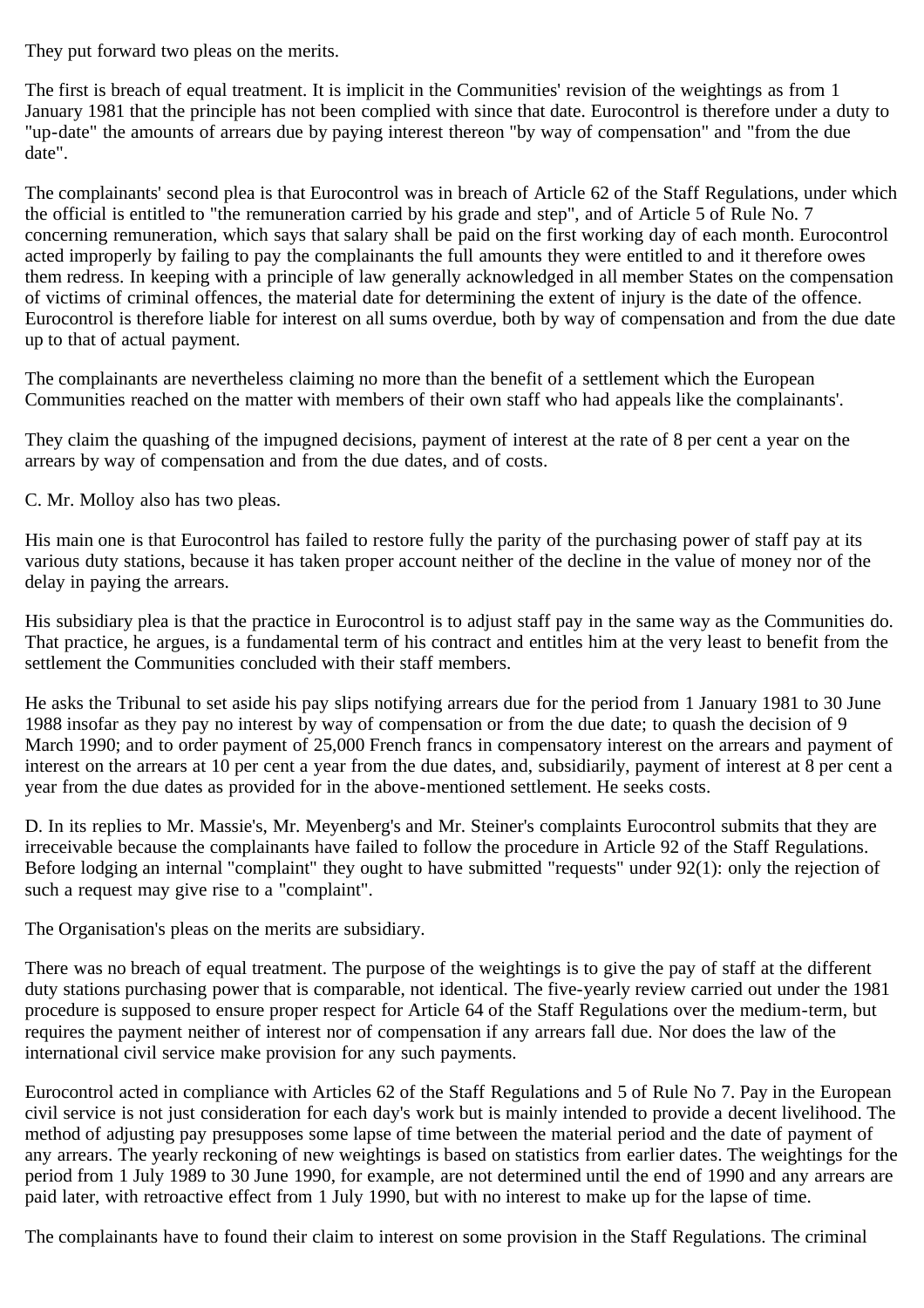They put forward two pleas on the merits.

The first is breach of equal treatment. It is implicit in the Communities' revision of the weightings as from 1 January 1981 that the principle has not been complied with since that date. Eurocontrol is therefore under a duty to "up-date" the amounts of arrears due by paying interest thereon "by way of compensation" and "from the due date".

The complainants' second plea is that Eurocontrol was in breach of Article 62 of the Staff Regulations, under which the official is entitled to "the remuneration carried by his grade and step", and of Article 5 of Rule No. 7 concerning remuneration, which says that salary shall be paid on the first working day of each month. Eurocontrol acted improperly by failing to pay the complainants the full amounts they were entitled to and it therefore owes them redress. In keeping with a principle of law generally acknowledged in all member States on the compensation of victims of criminal offences, the material date for determining the extent of injury is the date of the offence. Eurocontrol is therefore liable for interest on all sums overdue, both by way of compensation and from the due date up to that of actual payment.

The complainants are nevertheless claiming no more than the benefit of a settlement which the European Communities reached on the matter with members of their own staff who had appeals like the complainants'.

They claim the quashing of the impugned decisions, payment of interest at the rate of 8 per cent a year on the arrears by way of compensation and from the due dates, and of costs.

C. Mr. Molloy also has two pleas.

His main one is that Eurocontrol has failed to restore fully the parity of the purchasing power of staff pay at its various duty stations, because it has taken proper account neither of the decline in the value of money nor of the delay in paying the arrears.

His subsidiary plea is that the practice in Eurocontrol is to adjust staff pay in the same way as the Communities do. That practice, he argues, is a fundamental term of his contract and entitles him at the very least to benefit from the settlement the Communities concluded with their staff members.

He asks the Tribunal to set aside his pay slips notifying arrears due for the period from 1 January 1981 to 30 June 1988 insofar as they pay no interest by way of compensation or from the due date; to quash the decision of 9 March 1990; and to order payment of 25,000 French francs in compensatory interest on the arrears and payment of interest on the arrears at 10 per cent a year from the due dates, and, subsidiarily, payment of interest at 8 per cent a year from the due dates as provided for in the above-mentioned settlement. He seeks costs.

D. In its replies to Mr. Massie's, Mr. Meyenberg's and Mr. Steiner's complaints Eurocontrol submits that they are irreceivable because the complainants have failed to follow the procedure in Article 92 of the Staff Regulations. Before lodging an internal "complaint" they ought to have submitted "requests" under 92(1): only the rejection of such a request may give rise to a "complaint".

The Organisation's pleas on the merits are subsidiary.

There was no breach of equal treatment. The purpose of the weightings is to give the pay of staff at the different duty stations purchasing power that is comparable, not identical. The five-yearly review carried out under the 1981 procedure is supposed to ensure proper respect for Article 64 of the Staff Regulations over the medium-term, but requires the payment neither of interest nor of compensation if any arrears fall due. Nor does the law of the international civil service make provision for any such payments.

Eurocontrol acted in compliance with Articles 62 of the Staff Regulations and 5 of Rule No 7. Pay in the European civil service is not just consideration for each day's work but is mainly intended to provide a decent livelihood. The method of adjusting pay presupposes some lapse of time between the material period and the date of payment of any arrears. The yearly reckoning of new weightings is based on statistics from earlier dates. The weightings for the period from 1 July 1989 to 30 June 1990, for example, are not determined until the end of 1990 and any arrears are paid later, with retroactive effect from 1 July 1990, but with no interest to make up for the lapse of time.

The complainants have to found their claim to interest on some provision in the Staff Regulations. The criminal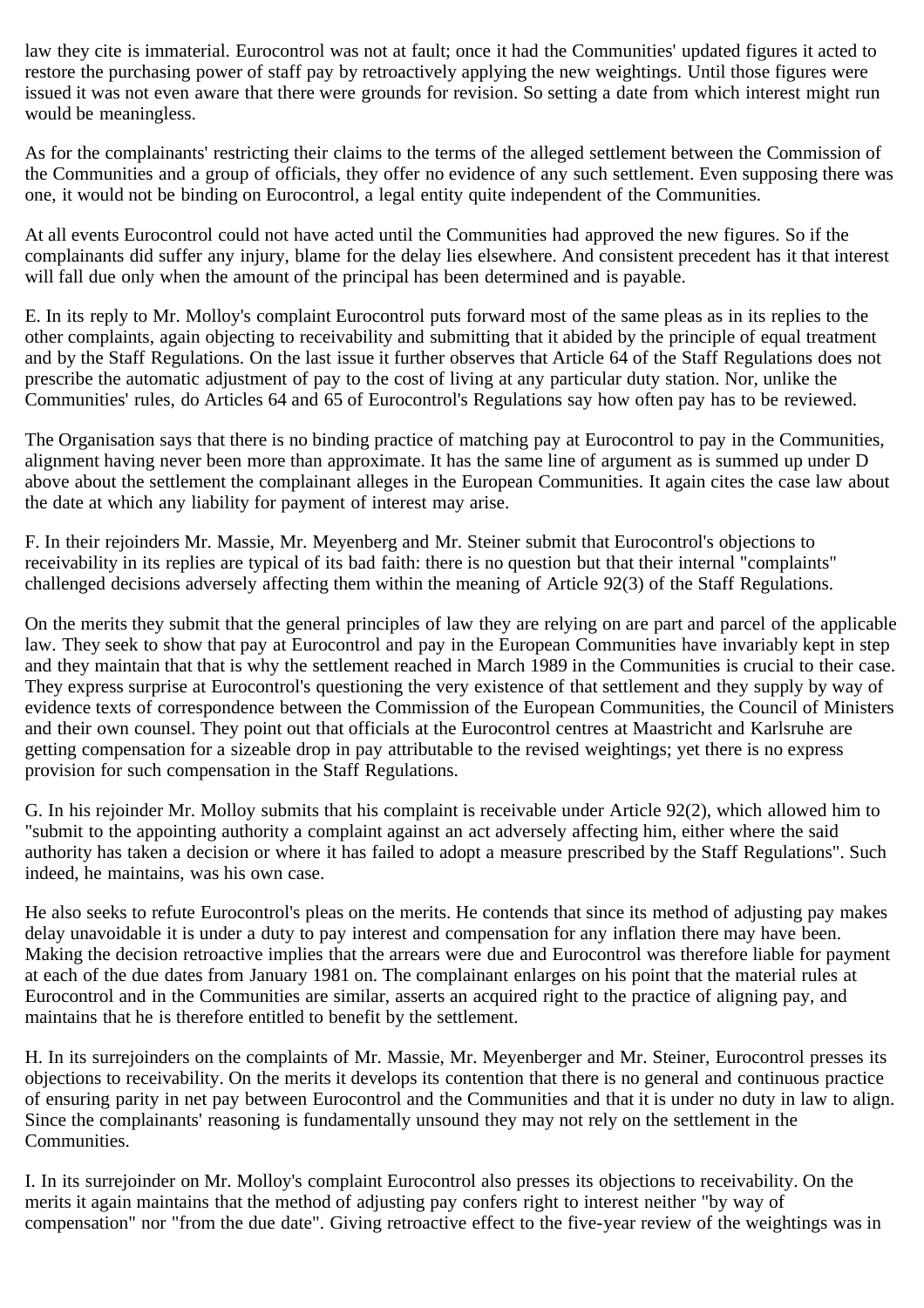law they cite is immaterial. Eurocontrol was not at fault; once it had the Communities' updated figures it acted to restore the purchasing power of staff pay by retroactively applying the new weightings. Until those figures were issued it was not even aware that there were grounds for revision. So setting a date from which interest might run would be meaningless.

As for the complainants' restricting their claims to the terms of the alleged settlement between the Commission of the Communities and a group of officials, they offer no evidence of any such settlement. Even supposing there was one, it would not be binding on Eurocontrol, a legal entity quite independent of the Communities.

At all events Eurocontrol could not have acted until the Communities had approved the new figures. So if the complainants did suffer any injury, blame for the delay lies elsewhere. And consistent precedent has it that interest will fall due only when the amount of the principal has been determined and is payable.

E. In its reply to Mr. Molloy's complaint Eurocontrol puts forward most of the same pleas as in its replies to the other complaints, again objecting to receivability and submitting that it abided by the principle of equal treatment and by the Staff Regulations. On the last issue it further observes that Article 64 of the Staff Regulations does not prescribe the automatic adjustment of pay to the cost of living at any particular duty station. Nor, unlike the Communities' rules, do Articles 64 and 65 of Eurocontrol's Regulations say how often pay has to be reviewed.

The Organisation says that there is no binding practice of matching pay at Eurocontrol to pay in the Communities, alignment having never been more than approximate. It has the same line of argument as is summed up under D above about the settlement the complainant alleges in the European Communities. It again cites the case law about the date at which any liability for payment of interest may arise.

F. In their rejoinders Mr. Massie, Mr. Meyenberg and Mr. Steiner submit that Eurocontrol's objections to receivability in its replies are typical of its bad faith: there is no question but that their internal "complaints" challenged decisions adversely affecting them within the meaning of Article 92(3) of the Staff Regulations.

On the merits they submit that the general principles of law they are relying on are part and parcel of the applicable law. They seek to show that pay at Eurocontrol and pay in the European Communities have invariably kept in step and they maintain that that is why the settlement reached in March 1989 in the Communities is crucial to their case. They express surprise at Eurocontrol's questioning the very existence of that settlement and they supply by way of evidence texts of correspondence between the Commission of the European Communities, the Council of Ministers and their own counsel. They point out that officials at the Eurocontrol centres at Maastricht and Karlsruhe are getting compensation for a sizeable drop in pay attributable to the revised weightings; yet there is no express provision for such compensation in the Staff Regulations.

G. In his rejoinder Mr. Molloy submits that his complaint is receivable under Article 92(2), which allowed him to "submit to the appointing authority a complaint against an act adversely affecting him, either where the said authority has taken a decision or where it has failed to adopt a measure prescribed by the Staff Regulations". Such indeed, he maintains, was his own case.

He also seeks to refute Eurocontrol's pleas on the merits. He contends that since its method of adjusting pay makes delay unavoidable it is under a duty to pay interest and compensation for any inflation there may have been. Making the decision retroactive implies that the arrears were due and Eurocontrol was therefore liable for payment at each of the due dates from January 1981 on. The complainant enlarges on his point that the material rules at Eurocontrol and in the Communities are similar, asserts an acquired right to the practice of aligning pay, and maintains that he is therefore entitled to benefit by the settlement.

H. In its surrejoinders on the complaints of Mr. Massie, Mr. Meyenberger and Mr. Steiner, Eurocontrol presses its objections to receivability. On the merits it develops its contention that there is no general and continuous practice of ensuring parity in net pay between Eurocontrol and the Communities and that it is under no duty in law to align. Since the complainants' reasoning is fundamentally unsound they may not rely on the settlement in the Communities.

I. In its surrejoinder on Mr. Molloy's complaint Eurocontrol also presses its objections to receivability. On the merits it again maintains that the method of adjusting pay confers right to interest neither "by way of compensation" nor "from the due date". Giving retroactive effect to the five-year review of the weightings was in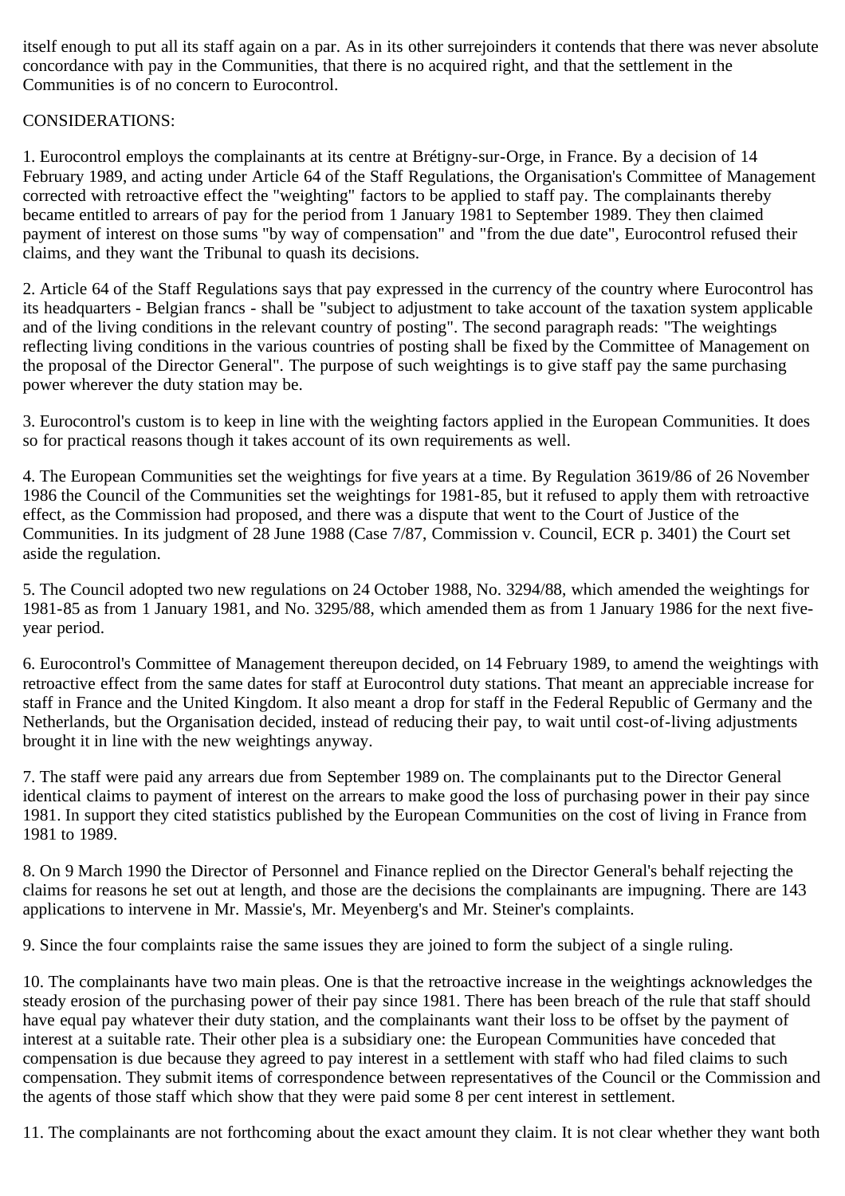itself enough to put all its staff again on a par. As in its other surrejoinders it contends that there was never absolute concordance with pay in the Communities, that there is no acquired right, and that the settlement in the Communities is of no concern to Eurocontrol.

CONSIDERATIONS:

1. Eurocontrol employs the complainants at its centre at Brétigny-sur-Orge, in France. By a decision of 14 February 1989, and acting under Article 64 of the Staff Regulations, the Organisation's Committee of Management corrected with retroactive effect the "weighting" factors to be applied to staff pay. The complainants thereby became entitled to arrears of pay for the period from 1 January 1981 to September 1989. They then claimed payment of interest on those sums "by way of compensation" and "from the due date", Eurocontrol refused their claims, and they want the Tribunal to quash its decisions.

2. Article 64 of the Staff Regulations says that pay expressed in the currency of the country where Eurocontrol has its headquarters - Belgian francs - shall be "subject to adjustment to take account of the taxation system applicable and of the living conditions in the relevant country of posting". The second paragraph reads: "The weightings reflecting living conditions in the various countries of posting shall be fixed by the Committee of Management on the proposal of the Director General". The purpose of such weightings is to give staff pay the same purchasing power wherever the duty station may be.

3. Eurocontrol's custom is to keep in line with the weighting factors applied in the European Communities. It does so for practical reasons though it takes account of its own requirements as well.

4. The European Communities set the weightings for five years at a time. By Regulation 3619/86 of 26 November 1986 the Council of the Communities set the weightings for 1981-85, but it refused to apply them with retroactive effect, as the Commission had proposed, and there was a dispute that went to the Court of Justice of the Communities. In its judgment of 28 June 1988 (Case 7/87, Commission v. Council, ECR p. 3401) the Court set aside the regulation.

5. The Council adopted two new regulations on 24 October 1988, No. 3294/88, which amended the weightings for 1981-85 as from 1 January 1981, and No. 3295/88, which amended them as from 1 January 1986 for the next five-year period.

6. Eurocontrol's Committee of Management thereupon decided, on 14 February 1989, to amend the weightings with retroactive effect from the same dates for staff at Eurocontrol duty stations. That meant an appreciable increase for staff in France and the United Kingdom. It also meant a drop for staff in the Federal Republic of Germany and the Netherlands, but the Organisation decided, instead of reducing their pay, to wait until cost-of-living adjustments brought it in line with the new weightings anyway.

7. The staff were paid any arrears due from September 1989 on. The complainants put to the Director General identical claims to payment of interest on the arrears to make good the loss of purchasing power in their pay since 1981. In support they cited statistics published by the European Communities on the cost of living in France from 1981 to 1989.

8. On 9 March 1990 the Director of Personnel and Finance replied on the Director General's behalf rejecting the claims for reasons he set out at length, and those are the decisions the complainants are impugning. There are 143 applications to intervene in Mr. Massie's, Mr. Meyenberg's and Mr. Steiner's complaints.

9. Since the four complaints raise the same issues they are joined to form the subject of a single ruling.

10. The complainants have two main pleas. One is that the retroactive increase in the weightings acknowledges the steady erosion of the purchasing power of their pay since 1981. There has been breach of the rule that staff should have equal pay whatever their duty station, and the complainants want their loss to be offset by the payment of interest at a suitable rate. Their other plea is a subsidiary one: the European Communities have conceded that compensation is due because they agreed to pay interest in a settlement with staff who had filed claims to such compensation. They submit items of correspondence between representatives of the Council or the Commission and the agents of those staff which show that they were paid some 8 per cent interest in settlement.

11. The complainants are not forthcoming about the exact amount they claim. It is not clear whether they want both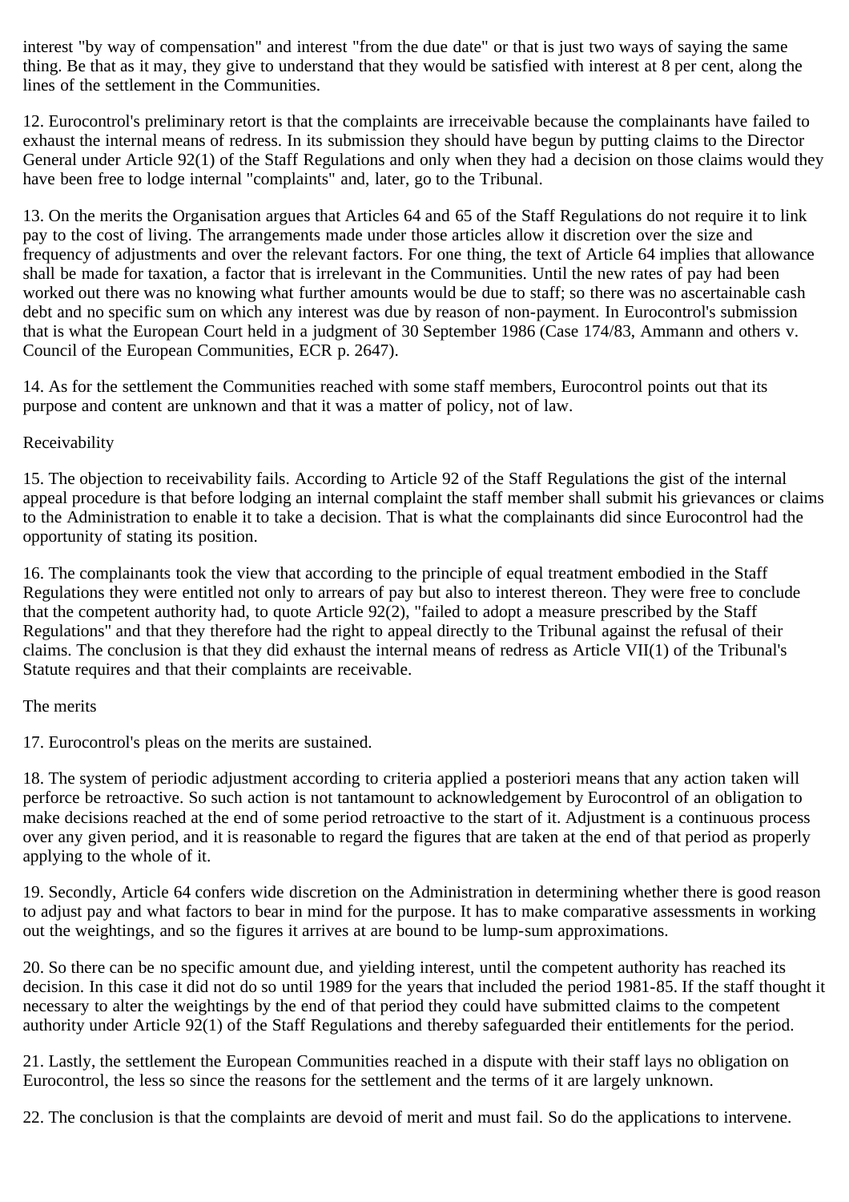interest "by way of compensation" and interest "from the due date" or that is just two ways of saying the same thing. Be that as it may, they give to understand that they would be satisfied with interest at 8 per cent, along the lines of the settlement in the Communities.

12. Eurocontrol's preliminary retort is that the complaints are irreceivable because the complainants have failed to exhaust the internal means of redress. In its submission they should have begun by putting claims to the Director General under Article 92(1) of the Staff Regulations and only when they had a decision on those claims would they have been free to lodge internal "complaints" and, later, go to the Tribunal.

13. On the merits the Organisation argues that Articles 64 and 65 of the Staff Regulations do not require it to link pay to the cost of living. The arrangements made under those articles allow it discretion over the size and frequency of adjustments and over the relevant factors. For one thing, the text of Article 64 implies that allowance shall be made for taxation, a factor that is irrelevant in the Communities. Until the new rates of pay had been worked out there was no knowing what further amounts would be due to staff; so there was no ascertainable cash debt and no specific sum on which any interest was due by reason of non-payment. In Eurocontrol's submission that is what the European Court held in a judgment of 30 September 1986 (Case 174/83, Ammann and others v. Council of the European Communities, ECR p. 2647).

14. As for the settlement the Communities reached with some staff members, Eurocontrol points out that its purpose and content are unknown and that it was a matter of policy, not of law.

Receivability

15. The objection to receivability fails. According to Article 92 of the Staff Regulations the gist of the internal appeal procedure is that before lodging an internal complaint the staff member shall submit his grievances or claims to the Administration to enable it to take a decision. That is what the complainants did since Eurocontrol had the opportunity of stating its position.

16. The complainants took the view that according to the principle of equal treatment embodied in the Staff Regulations they were entitled not only to arrears of pay but also to interest thereon. They were free to conclude that the competent authority had, to quote Article 92(2), "failed to adopt a measure prescribed by the Staff Regulations" and that they therefore had the right to appeal directly to the Tribunal against the refusal of their claims. The conclusion is that they did exhaust the internal means of redress as Article VII(1) of the Tribunal's Statute requires and that their complaints are receivable.

The merits

17. Eurocontrol's pleas on the merits are sustained.

18. The system of periodic adjustment according to criteria applied a posteriori means that any action taken will perforce be retroactive. So such action is not tantamount to acknowledgement by Eurocontrol of an obligation to make decisions reached at the end of some period retroactive to the start of it. Adjustment is a continuous process over any given period, and it is reasonable to regard the figures that are taken at the end of that period as properly applying to the whole of it.

19. Secondly, Article 64 confers wide discretion on the Administration in determining whether there is good reason to adjust pay and what factors to bear in mind for the purpose. It has to make comparative assessments in working out the weightings, and so the figures it arrives at are bound to be lump-sum approximations.

20. So there can be no specific amount due, and yielding interest, until the competent authority has reached its decision. In this case it did not do so until 1989 for the years that included the period 1981-85. If the staff thought it necessary to alter the weightings by the end of that period they could have submitted claims to the competent authority under Article 92(1) of the Staff Regulations and thereby safeguarded their entitlements for the period.

21. Lastly, the settlement the European Communities reached in a dispute with their staff lays no obligation on Eurocontrol, the less so since the reasons for the settlement and the terms of it are largely unknown.

22. The conclusion is that the complaints are devoid of merit and must fail. So do the applications to intervene.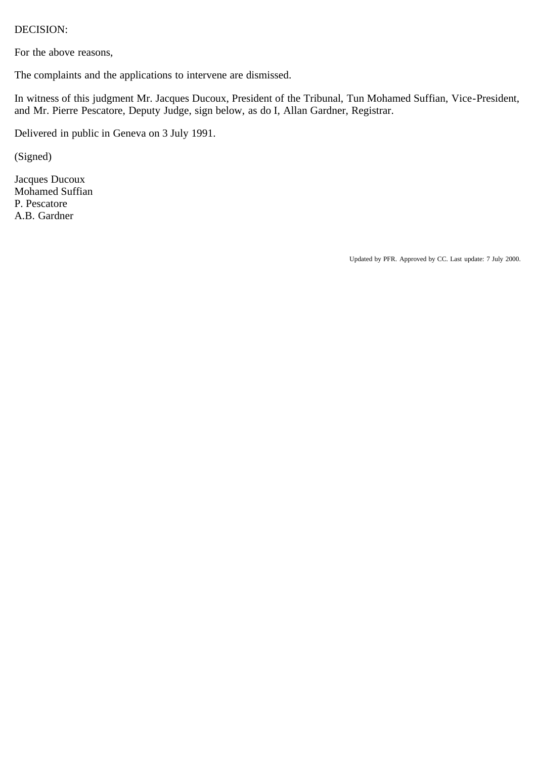DECISION:

For the above reasons,

The complaints and the applications to intervene are dismissed.

In witness of this judgment Mr. Jacques Ducoux, President of the Tribunal, Tun Mohamed Suffian, Vice-President, and Mr. Pierre Pescatore, Deputy Judge, sign below, as do I, Allan Gardner, Registrar.

Delivered in public in Geneva on 3 July 1991.

(Signed)

Jacques Ducoux  
Mohamed Suffian  
P. Pescatore  
A.B. Gardner

Updated by PFR. Approved by CC. Last update: 7 July 2000.